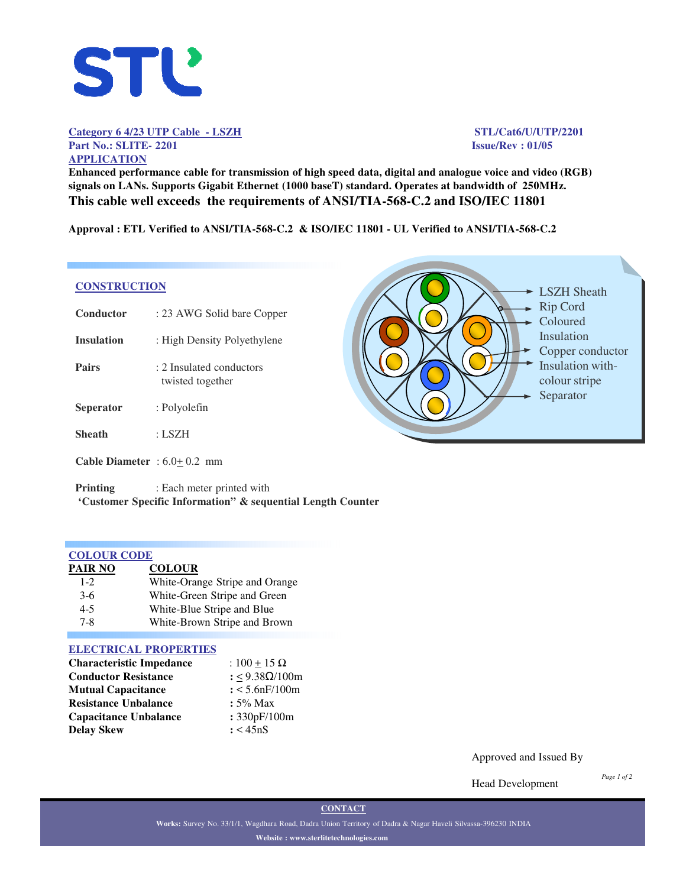**Category 6 4/23 UTP Cable - LSZH**
**Part No.: SLITE- 2201**

**STL/Cat6/U/UTP/2201**
**Issue/Rev : 01/05**

## APPLICATION

**Enhanced performance cable for transmission of high speed data, digital and analogue voice and video (RGB) signals on LANs. Supports Gigabit Ethernet (1000 baseT) standard. Operates at bandwidth of 250MHz.**

**This cable well exceeds the requirements of ANSI/TIA-568-C.2 and ISO/IEC 11801**

**Approval : ETL Verified to ANSI/TIA-568-C.2 & ISO/IEC 11801 - UL Verified to ANSI/TIA-568-C.2**

## CONSTRUCTION

**Conductor** : 23 AWG Solid bare Copper

**Insulation** : High Density Polyethylene

**Pairs** : 2 Insulated conductors twisted together

**Seperator** : Polyolefin

**Sheath** : LSZH

**Cable Diameter** : 6.0± 0.2 mm

**Printing** : Each meter printed with **'Customer Specific Information" & sequential Length Counter**

LSZH Sheath
Rip Cord
Coloured Insulation
Copper conductor
Insulation with-colour stripe
Separator

## COLOUR CODE

| PAIR NO | COLOUR |
| --- | --- |
| 1-2 | White-Orange Stripe and Orange |
| 3-6 | White-Green Stripe and Green |
| 4-5 | White-Blue Stripe and Blue |
| 7-8 | White-Brown Stripe and Brown |

## ELECTRICAL PROPERTIES

| | |
| --- | --- |
| **Characteristic Impedance** | : 100 ± 15 Ω |
| **Conductor Resistance** | : ≤ 9.38Ω/100m |
| **Mutual Capacitance** | : < 5.6nF/100m |
| **Resistance Unbalance** | : 5% Max |
| **Capacitance Unbalance** | : 330pF/100m |
| **Delay Skew** | : < 45nS |

Approved and Issued By

Head Development

**CONTACT**

**Works:** Survey No. 33/1/1, Wagdhara Road, Dadra Union Territory of Dadra & Nagar Haveli Silvassa-396230 INDIA

**Website : www.sterlitetechnologies.com**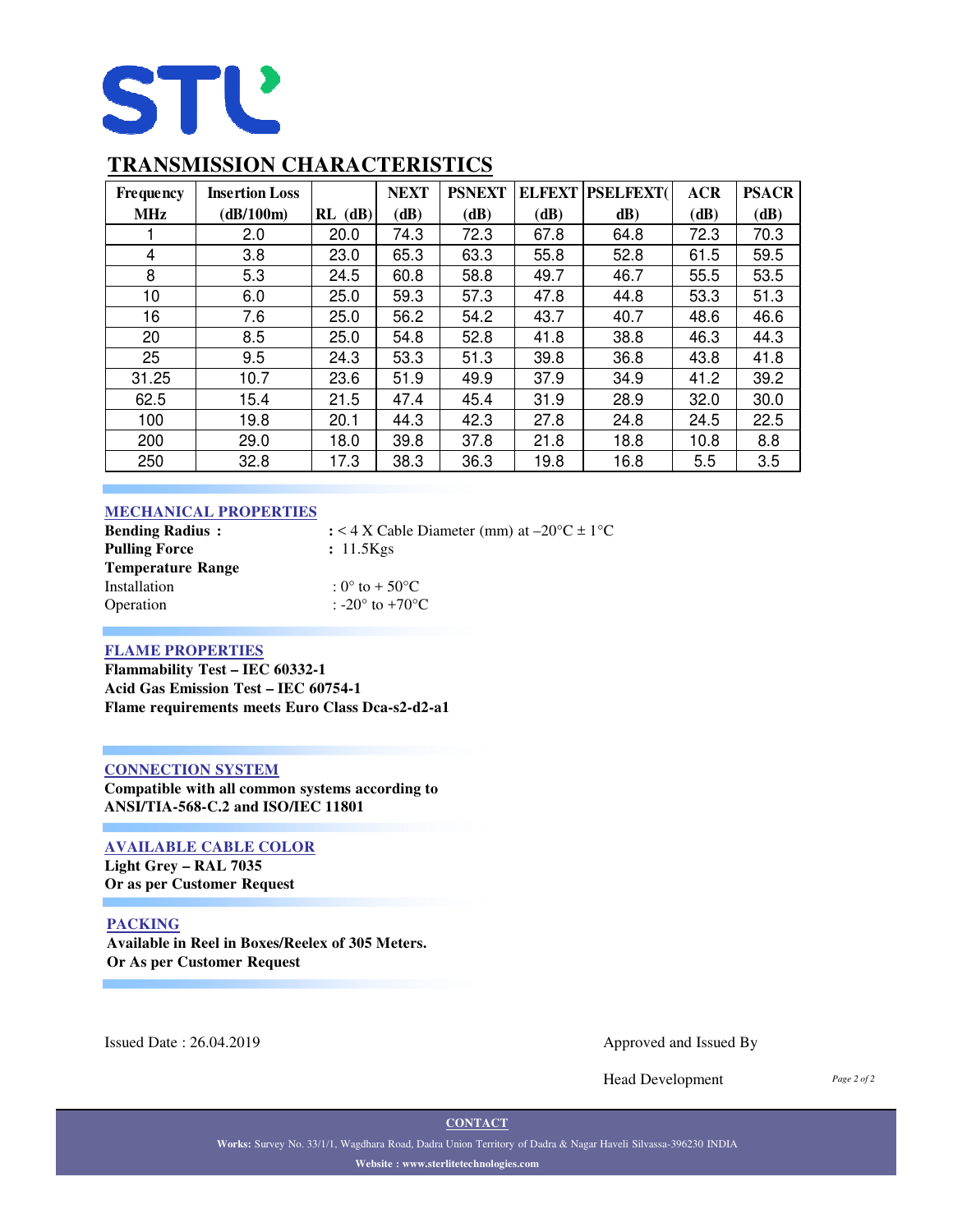## TRANSMISSION CHARACTERISTICS

| Frequency MHz | Insertion Loss (dB/100m) | RL (dB) | NEXT (dB) | PSNEXT (dB) | ELFEXT (dB) | PSELFEXT( dB) | ACR (dB) | PSACR (dB) |
|---|---|---|---|---|---|---|---|---|
| 1 | 2.0 | 20.0 | 74.3 | 72.3 | 67.8 | 64.8 | 72.3 | 70.3 |
| 4 | 3.8 | 23.0 | 65.3 | 63.3 | 55.8 | 52.8 | 61.5 | 59.5 |
| 8 | 5.3 | 24.5 | 60.8 | 58.8 | 49.7 | 46.7 | 55.5 | 53.5 |
| 10 | 6.0 | 25.0 | 59.3 | 57.3 | 47.8 | 44.8 | 53.3 | 51.3 |
| 16 | 7.6 | 25.0 | 56.2 | 54.2 | 43.7 | 40.7 | 48.6 | 46.6 |
| 20 | 8.5 | 25.0 | 54.8 | 52.8 | 41.8 | 38.8 | 46.3 | 44.3 |
| 25 | 9.5 | 24.3 | 53.3 | 51.3 | 39.8 | 36.8 | 43.8 | 41.8 |
| 31.25 | 10.7 | 23.6 | 51.9 | 49.9 | 37.9 | 34.9 | 41.2 | 39.2 |
| 62.5 | 15.4 | 21.5 | 47.4 | 45.4 | 31.9 | 28.9 | 32.0 | 30.0 |
| 100 | 19.8 | 20.1 | 44.3 | 42.3 | 27.8 | 24.8 | 24.5 | 22.5 |
| 200 | 29.0 | 18.0 | 39.8 | 37.8 | 21.8 | 18.8 | 10.8 | 8.8 |
| 250 | 32.8 | 17.3 | 38.3 | 36.3 | 19.8 | 16.8 | 5.5 | 3.5 |

### MECHANICAL PROPERTIES

**Bending Radius :** : < 4 X Cable Diameter (mm) at –20°C ± 1°C

**Pulling Force** : 11.5Kgs

**Temperature Range**

Installation : 0° to + 50°C

Operation : -20° to +70°C

### FLAME PROPERTIES

**Flammability Test – IEC 60332-1**

**Acid Gas Emission Test – IEC 60754-1**

**Flame requirements meets Euro Class Dca-s2-d2-a1**

### CONNECTION SYSTEM

**Compatible with all common systems according to ANSI/TIA-568-C.2 and ISO/IEC 11801**

### AVAILABLE CABLE COLOR

**Light Grey – RAL 7035**

**Or as per Customer Request**

### PACKING

**Available in Reel in Boxes/Reelex of 305 Meters.**

**Or As per Customer Request**

Issued Date : 26.04.2019

Approved and Issued By

Head Development

**CONTACT**

**Works:** Survey No. 33/1/1, Wagdhara Road, Dadra Union Territory of Dadra & Nagar Haveli Silvassa-396230 INDIA

**Website : www.sterlitetechnologies.com**